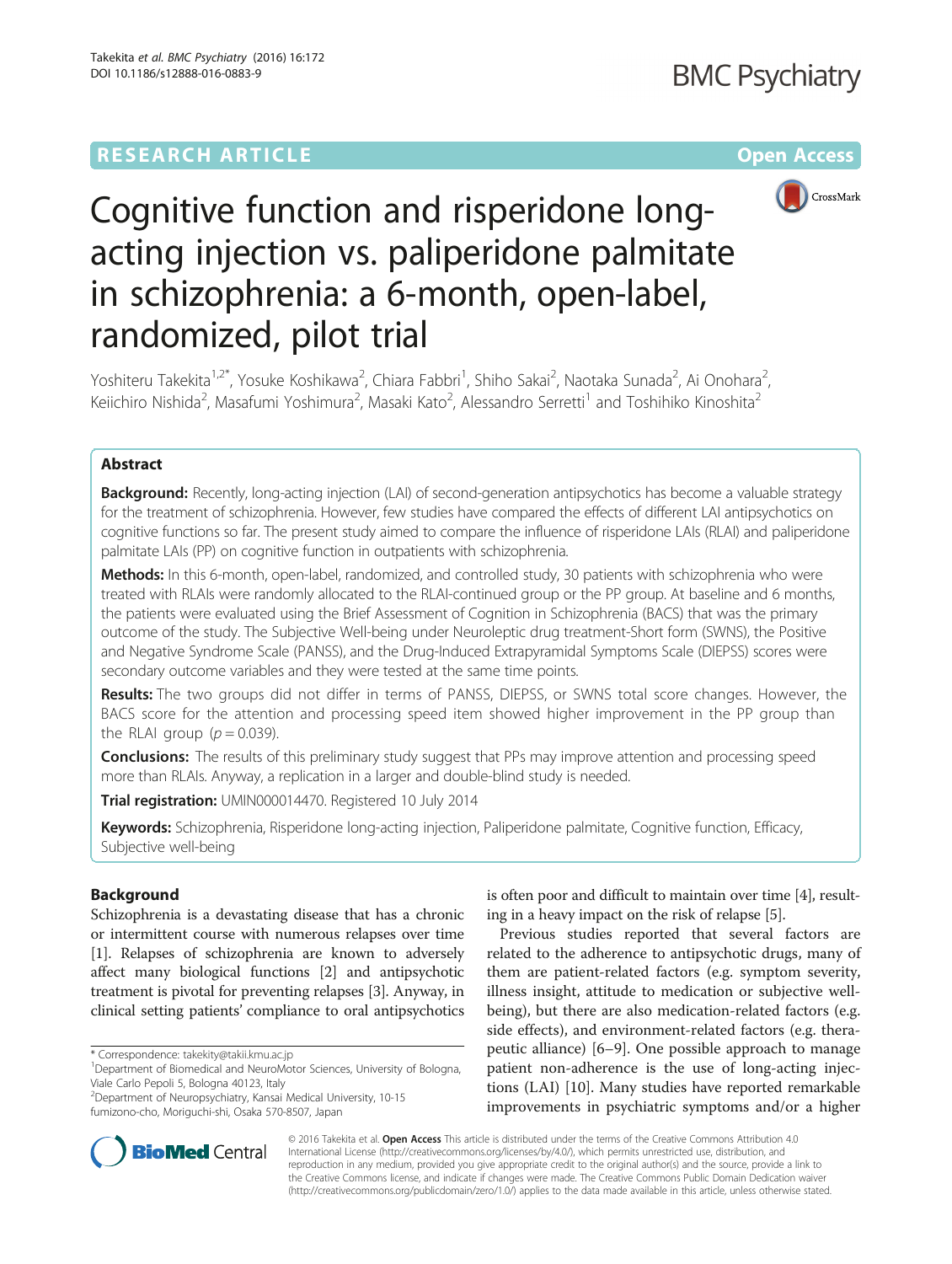# Cognitive function and risperidone long-acting injection vs. paliperidone palmitate in schizophrenia: a 6-month, open-label, randomized, pilot trial

Yoshiteru Takekita[1,2*], Yosuke Koshikawa[2], Chiara Fabbri[1], Shiho Sakai[2], Naotaka Sunada[2], Ai Onohara[2], Keiichiro Nishida[2], Masafumi Yoshimura[2], Masaki Kato[2], Alessandro Serretti[1] and Toshihiko Kinoshita[2]

## Abstract

**Background:** Recently, long-acting injection (LAI) of second-generation antipsychotics has become a valuable strategy for the treatment of schizophrenia. However, few studies have compared the effects of different LAI antipsychotics on cognitive functions so far. The present study aimed to compare the influence of risperidone LAIs (RLAI) and paliperidone palmitate LAIs (PP) on cognitive function in outpatients with schizophrenia.

**Methods:** In this 6-month, open-label, randomized, and controlled study, 30 patients with schizophrenia who were treated with RLAIs were randomly allocated to the RLAI-continued group or the PP group. At baseline and 6 months, the patients were evaluated using the Brief Assessment of Cognition in Schizophrenia (BACS) that was the primary outcome of the study. The Subjective Well-being under Neuroleptic drug treatment-Short form (SWNS), the Positive and Negative Syndrome Scale (PANSS), and the Drug-Induced Extrapyramidal Symptoms Scale (DIEPSS) scores were secondary outcome variables and they were tested at the same time points.

**Results:** The two groups did not differ in terms of PANSS, DIEPSS, or SWNS total score changes. However, the BACS score for the attention and processing speed item showed higher improvement in the PP group than the RLAI group ($p = 0.039$).

**Conclusions:** The results of this preliminary study suggest that PPs may improve attention and processing speed more than RLAIs. Anyway, a replication in a larger and double-blind study is needed.

**Trial registration:** UMIN000014470. Registered 10 July 2014

**Keywords:** Schizophrenia, Risperidone long-acting injection, Paliperidone palmitate, Cognitive function, Efficacy, Subjective well-being

## Background

Schizophrenia is a devastating disease that has a chronic or intermittent course with numerous relapses over time [1]. Relapses of schizophrenia are known to adversely affect many biological functions [2] and antipsychotic treatment is pivotal for preventing relapses [3]. Anyway, in clinical setting patients' compliance to oral antipsychotics is often poor and difficult to maintain over time [4], resulting in a heavy impact on the risk of relapse [5].

Previous studies reported that several factors are related to the adherence to antipsychotic drugs, many of them are patient-related factors (e.g. symptom severity, illness insight, attitude to medication or subjective well-being), but there are also medication-related factors (e.g. side effects), and environment-related factors (e.g. therapeutic alliance) [6–9]. One possible approach to manage patient non-adherence is the use of long-acting injections (LAI) [10]. Many studies have reported remarkable improvements in psychiatric symptoms and/or a higher

\* Correspondence: takekity@takii.kmu.ac.jp
[1]Department of Biomedical and NeuroMotor Sciences, University of Bologna, Viale Carlo Pepoli 5, Bologna 40123, Italy
[2]Department of Neuropsychiatry, Kansai Medical University, 10-15 fumizono-cho, Moriguchi-shi, Osaka 570-8507, Japan

© 2016 Takekita et al. **Open Access** This article is distributed under the terms of the Creative Commons Attribution 4.0 International License (http://creativecommons.org/licenses/by/4.0/), which permits unrestricted use, distribution, and reproduction in any medium, provided you give appropriate credit to the original author(s) and the source, provide a link to the Creative Commons license, and indicate if changes were made. The Creative Commons Public Domain Dedication waiver (http://creativecommons.org/publicdomain/zero/1.0/) applies to the data made available in this article, unless otherwise stated.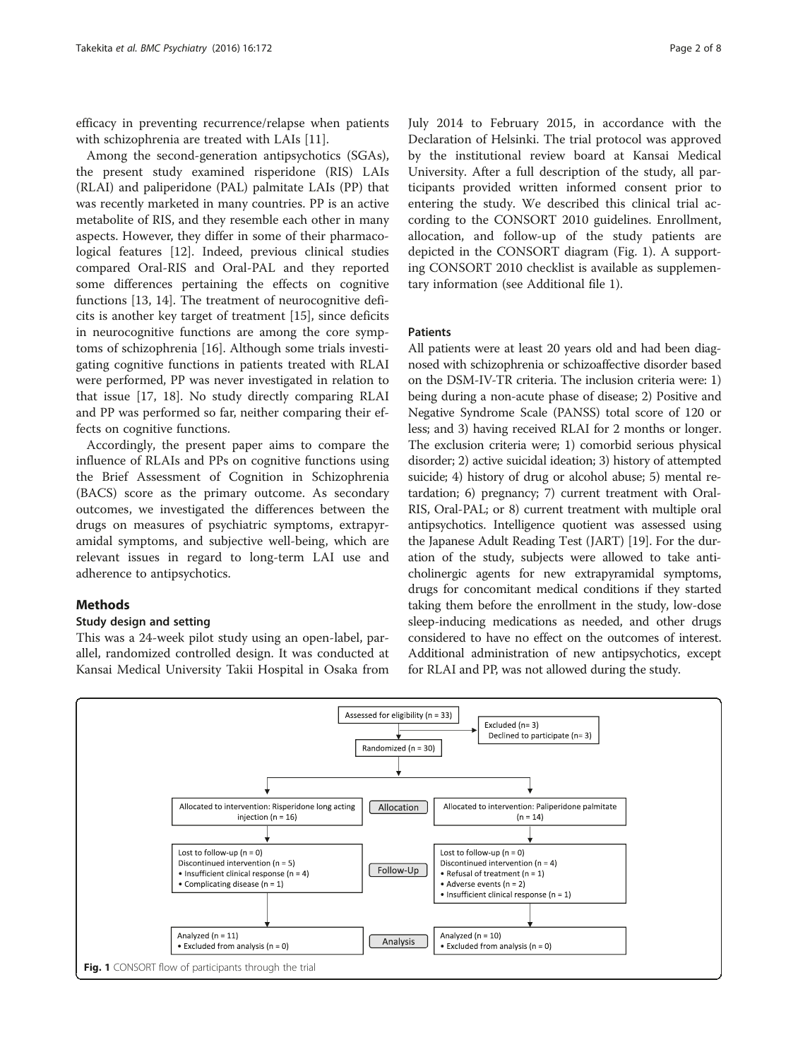efficacy in preventing recurrence/relapse when patients with schizophrenia are treated with LAIs [11].

Among the second-generation antipsychotics (SGAs), the present study examined risperidone (RIS) LAIs (RLAI) and paliperidone (PAL) palmitate LAIs (PP) that was recently marketed in many countries. PP is an active metabolite of RIS, and they resemble each other in many aspects. However, they differ in some of their pharmacological features [12]. Indeed, previous clinical studies compared Oral-RIS and Oral-PAL and they reported some differences pertaining the effects on cognitive functions [13, 14]. The treatment of neurocognitive deficits is another key target of treatment [15], since deficits in neurocognitive functions are among the core symptoms of schizophrenia [16]. Although some trials investigating cognitive functions in patients treated with RLAI were performed, PP was never investigated in relation to that issue [17, 18]. No study directly comparing RLAI and PP was performed so far, neither comparing their effects on cognitive functions.

Accordingly, the present paper aims to compare the influence of RLAIs and PPs on cognitive functions using the Brief Assessment of Cognition in Schizophrenia (BACS) score as the primary outcome. As secondary outcomes, we investigated the differences between the drugs on measures of psychiatric symptoms, extrapyramidal symptoms, and subjective well-being, which are relevant issues in regard to long-term LAI use and adherence to antipsychotics.

## Methods

### Study design and setting

This was a 24-week pilot study using an open-label, parallel, randomized controlled design. It was conducted at Kansai Medical University Takii Hospital in Osaka from July 2014 to February 2015, in accordance with the Declaration of Helsinki. The trial protocol was approved by the institutional review board at Kansai Medical University. After a full description of the study, all participants provided written informed consent prior to entering the study. We described this clinical trial according to the CONSORT 2010 guidelines. Enrollment, allocation, and follow-up of the study patients are depicted in the CONSORT diagram (Fig. 1). A supporting CONSORT 2010 checklist is available as supplementary information (see Additional file 1).

### Patients

All patients were at least 20 years old and had been diagnosed with schizophrenia or schizoaffective disorder based on the DSM-IV-TR criteria. The inclusion criteria were: 1) being during a non-acute phase of disease; 2) Positive and Negative Syndrome Scale (PANSS) total score of 120 or less; and 3) having received RLAI for 2 months or longer. The exclusion criteria were; 1) comorbid serious physical disorder; 2) active suicidal ideation; 3) history of attempted suicide; 4) history of drug or alcohol abuse; 5) mental retardation; 6) pregnancy; 7) current treatment with Oral-RIS, Oral-PAL; or 8) current treatment with multiple oral antipsychotics. Intelligence quotient was assessed using the Japanese Adult Reading Test (JART) [19]. For the duration of the study, subjects were allowed to take anticholinergic agents for new extrapyramidal symptoms, drugs for concomitant medical conditions if they started taking them before the enrollment in the study, low-dose sleep-inducing medications as needed, and other drugs considered to have no effect on the outcomes of interest. Additional administration of new antipsychotics, except for RLAI and PP, was not allowed during the study.

Assessed for eligibility (n = 33)

Excluded (n= 3)
Declined to participate (n= 3)

Randomized (n = 30)

**Allocation**

| Risperidone long acting injection | Paliperidone palmitate |
|---|---|
| Allocated to intervention: Risperidone long acting injection (n = 16) | Allocated to intervention: Paliperidone palmitate (n = 14) |

**Follow-Up**

| Risperidone long acting injection | Paliperidone palmitate |
|---|---|
| Lost to follow-up (n = 0)<br>Discontinued intervention (n = 5)<br>• Insufficient clinical response (n = 4)<br>• Complicating disease (n = 1) | Lost to follow-up (n = 0)<br>Discontinued intervention (n = 4)<br>• Refusal of treatment (n = 1)<br>• Adverse events (n = 2)<br>• Insufficient clinical response (n = 1) |

**Analysis**

| Risperidone long acting injection | Paliperidone palmitate |
|---|---|
| Analyzed (n = 11)<br>• Excluded from analysis (n = 0) | Analyzed (n = 10)<br>• Excluded from analysis (n = 0) |

**Fig. 1** CONSORT flow of participants through the trial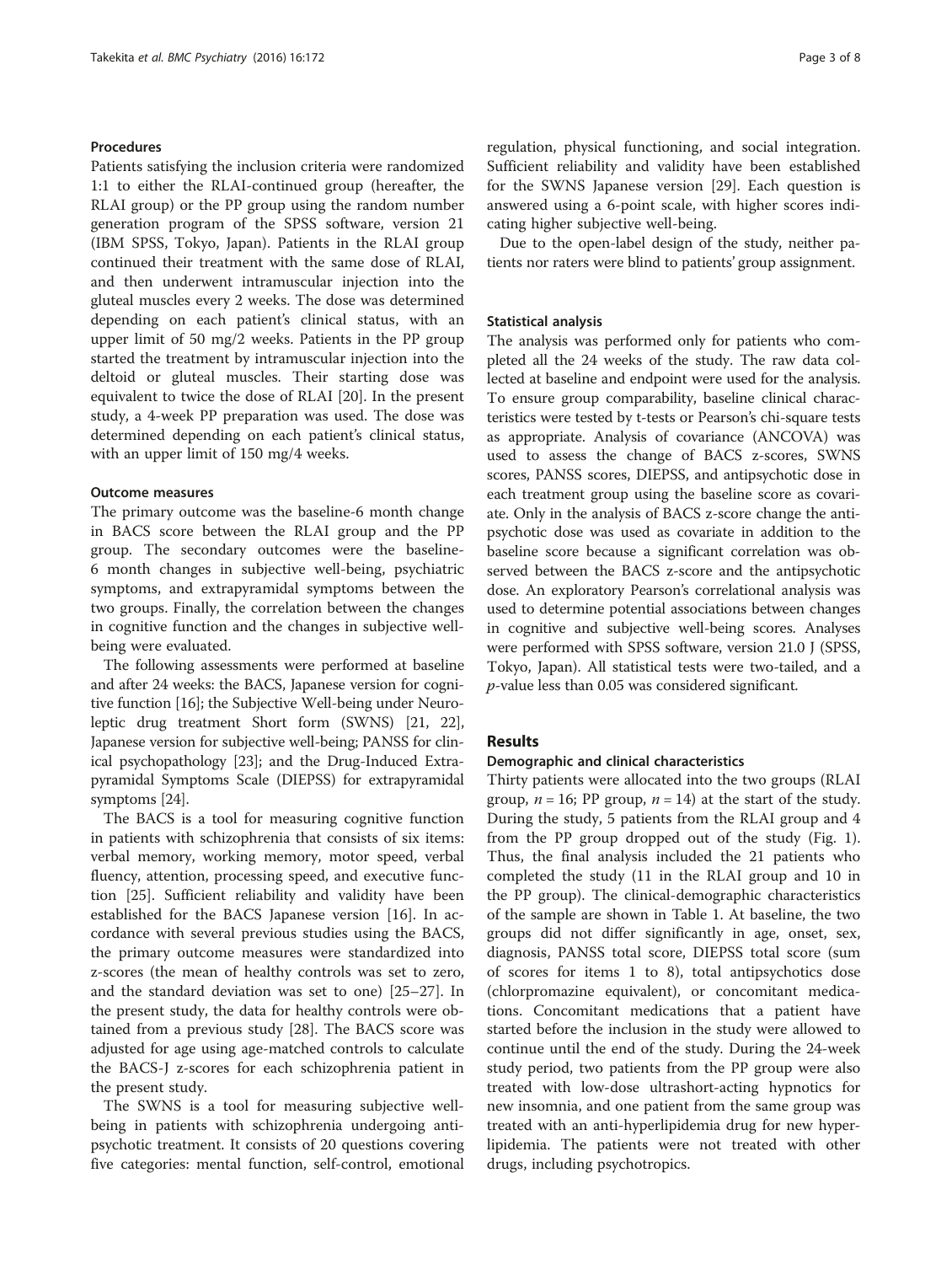### Procedures

Patients satisfying the inclusion criteria were randomized 1:1 to either the RLAI-continued group (hereafter, the RLAI group) or the PP group using the random number generation program of the SPSS software, version 21 (IBM SPSS, Tokyo, Japan). Patients in the RLAI group continued their treatment with the same dose of RLAI, and then underwent intramuscular injection into the gluteal muscles every 2 weeks. The dose was determined depending on each patient's clinical status, with an upper limit of 50 mg/2 weeks. Patients in the PP group started the treatment by intramuscular injection into the deltoid or gluteal muscles. Their starting dose was equivalent to twice the dose of RLAI [20]. In the present study, a 4-week PP preparation was used. The dose was determined depending on each patient's clinical status, with an upper limit of 150 mg/4 weeks.

### Outcome measures

The primary outcome was the baseline-6 month change in BACS score between the RLAI group and the PP group. The secondary outcomes were the baseline-6 month changes in subjective well-being, psychiatric symptoms, and extrapyramidal symptoms between the two groups. Finally, the correlation between the changes in cognitive function and the changes in subjective well-being were evaluated.

The following assessments were performed at baseline and after 24 weeks: the BACS, Japanese version for cognitive function [16]; the Subjective Well-being under Neuroleptic drug treatment Short form (SWNS) [21, 22], Japanese version for subjective well-being; PANSS for clinical psychopathology [23]; and the Drug-Induced Extrapyramidal Symptoms Scale (DIEPSS) for extrapyramidal symptoms [24].

The BACS is a tool for measuring cognitive function in patients with schizophrenia that consists of six items: verbal memory, working memory, motor speed, verbal fluency, attention, processing speed, and executive function [25]. Sufficient reliability and validity have been established for the BACS Japanese version [16]. In accordance with several previous studies using the BACS, the primary outcome measures were standardized into z-scores (the mean of healthy controls was set to zero, and the standard deviation was set to one) [25–27]. In the present study, the data for healthy controls were obtained from a previous study [28]. The BACS score was adjusted for age using age-matched controls to calculate the BACS-J z-scores for each schizophrenia patient in the present study.

The SWNS is a tool for measuring subjective well-being in patients with schizophrenia undergoing antipsychotic treatment. It consists of 20 questions covering five categories: mental function, self-control, emotional regulation, physical functioning, and social integration. Sufficient reliability and validity have been established for the SWNS Japanese version [29]. Each question is answered using a 6-point scale, with higher scores indicating higher subjective well-being.

Due to the open-label design of the study, neither patients nor raters were blind to patients' group assignment.

### Statistical analysis

The analysis was performed only for patients who completed all the 24 weeks of the study. The raw data collected at baseline and endpoint were used for the analysis. To ensure group comparability, baseline clinical characteristics were tested by t-tests or Pearson's chi-square tests as appropriate. Analysis of covariance (ANCOVA) was used to assess the change of BACS z-scores, SWNS scores, PANSS scores, DIEPSS, and antipsychotic dose in each treatment group using the baseline score as covariate. Only in the analysis of BACS z-score change the antipsychotic dose was used as covariate in addition to the baseline score because a significant correlation was observed between the BACS z-score and the antipsychotic dose. An exploratory Pearson's correlational analysis was used to determine potential associations between changes in cognitive and subjective well-being scores. Analyses were performed with SPSS software, version 21.0 J (SPSS, Tokyo, Japan). All statistical tests were two-tailed, and a $p$-value less than 0.05 was considered significant.

## Results

### Demographic and clinical characteristics

Thirty patients were allocated into the two groups (RLAI group, $n = 16$; PP group, $n = 14$) at the start of the study. During the study, 5 patients from the RLAI group and 4 from the PP group dropped out of the study (Fig. 1). Thus, the final analysis included the 21 patients who completed the study (11 in the RLAI group and 10 in the PP group). The clinical-demographic characteristics of the sample are shown in Table 1. At baseline, the two groups did not differ significantly in age, onset, sex, diagnosis, PANSS total score, DIEPSS total score (sum of scores for items 1 to 8), total antipsychotics dose (chlorpromazine equivalent), or concomitant medications. Concomitant medications that a patient have started before the inclusion in the study were allowed to continue until the end of the study. During the 24-week study period, two patients from the PP group were also treated with low-dose ultrashort-acting hypnotics for new insomnia, and one patient from the same group was treated with an anti-hyperlipidemia drug for new hyperlipidemia. The patients were not treated with other drugs, including psychotropics.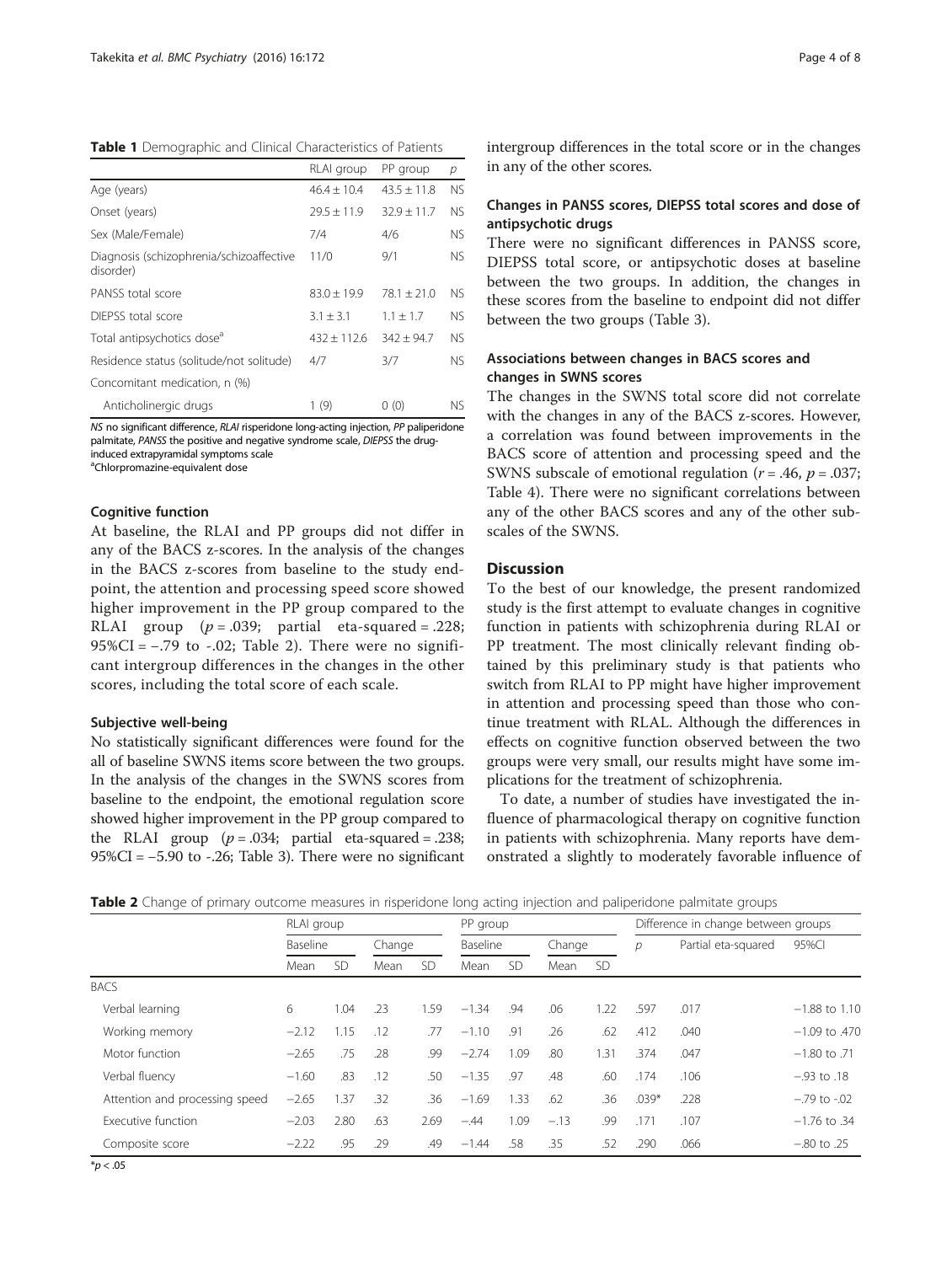**Table 1** Demographic and Clinical Characteristics of Patients

| | RLAI group | PP group | *p* |
|---|---|---|---|
| Age (years) | 46.4 ± 10.4 | 43.5 ± 11.8 | NS |
| Onset (years) | 29.5 ± 11.9 | 32.9 ± 11.7 | NS |
| Sex (Male/Female) | 7/4 | 4/6 | NS |
| Diagnosis (schizophrenia/schizoaffective disorder) | 11/0 | 9/1 | NS |
| PANSS total score | 83.0 ± 19.9 | 78.1 ± 21.0 | NS |
| DIEPSS total score | 3.1 ± 3.1 | 1.1 ± 1.7 | NS |
| Total antipsychotics dose[a] | 432 ± 112.6 | 342 ± 94.7 | NS |
| Residence status (solitude/not solitude) | 4/7 | 3/7 | NS |
| Concomitant medication, n (%) | | | |
| Anticholinergic drugs | 1 (9) | 0 (0) | NS |

*NS* no significant difference, *RLAI* risperidone long-acting injection, *PP* paliperidone palmitate, *PANSS* the positive and negative syndrome scale, *DIEPSS* the drug-induced extrapyramidal symptoms scale

[a]Chlorpromazine-equivalent dose

#### Cognitive function

At baseline, the RLAI and PP groups did not differ in any of the BACS z-scores. In the analysis of the changes in the BACS z-scores from baseline to the study endpoint, the attention and processing speed score showed higher improvement in the PP group compared to the RLAI group ($p = .039$; partial eta-squared = .228; 95%CI = −.79 to -.02; Table 2). There were no significant intergroup differences in the changes in the other scores, including the total score of each scale.

#### Subjective well-being

No statistically significant differences were found for the all of baseline SWNS items score between the two groups. In the analysis of the changes in the SWNS scores from baseline to the endpoint, the emotional regulation score showed higher improvement in the PP group compared to the RLAI group ($p = .034$; partial eta-squared = .238; 95%CI = −5.90 to -.26; Table 3). There were no significant intergroup differences in the total score or in the changes in any of the other scores.

### Changes in PANSS scores, DIEPSS total scores and dose of antipsychotic drugs

There were no significant differences in PANSS score, DIEPSS total score, or antipsychotic doses at baseline between the two groups. In addition, the changes in these scores from the baseline to endpoint did not differ between the two groups (Table 3).

### Associations between changes in BACS scores and changes in SWNS scores

The changes in the SWNS total score did not correlate with the changes in any of the BACS z-scores. However, a correlation was found between improvements in the BACS score of attention and processing speed and the SWNS subscale of emotional regulation ($r = .46$, $p = .037$; Table 4). There were no significant correlations between any of the other BACS scores and any of the other subscales of the SWNS.

## Discussion

To the best of our knowledge, the present randomized study is the first attempt to evaluate changes in cognitive function in patients with schizophrenia during RLAI or PP treatment. The most clinically relevant finding obtained by this preliminary study is that patients who switch from RLAI to PP might have higher improvement in attention and processing speed than those who continue treatment with RLAL. Although the differences in effects on cognitive function observed between the two groups were very small, our results might have some implications for the treatment of schizophrenia.

To date, a number of studies have investigated the influence of pharmacological therapy on cognitive function in patients with schizophrenia. Many reports have demonstrated a slightly to moderately favorable influence of

**Table 2** Change of primary outcome measures in risperidone long acting injection and paliperidone palmitate groups

| | RLAI group | | | | PP group | | | | Difference in change between groups | | |
|---|---|---|---|---|---|---|---|---|---|---|---|
| | Baseline | | Change | | Baseline | | Change | | *p* | Partial eta-squared | 95%CI |
| | Mean | SD | Mean | SD | Mean | SD | Mean | SD | | | |
| BACS | | | | | | | | | | | |
| Verbal learning | 6 | 1.04 | .23 | 1.59 | −1.34 | .94 | .06 | 1.22 | .597 | .017 | −1.88 to 1.10 |
| Working memory | −2.12 | 1.15 | .12 | .77 | −1.10 | .91 | .26 | .62 | .412 | .040 | −1.09 to .470 |
| Motor function | −2.65 | .75 | .28 | .99 | −2.74 | 1.09 | .80 | 1.31 | .374 | .047 | −1.80 to .71 |
| Verbal fluency | −1.60 | .83 | .12 | .50 | −1.35 | .97 | .48 | .60 | .174 | .106 | −.93 to .18 |
| Attention and processing speed | −2.65 | 1.37 | .32 | .36 | −1.69 | 1.33 | .62 | .36 | .039* | .228 | −.79 to -.02 |
| Executive function | −2.03 | 2.80 | .63 | 2.69 | −.44 | 1.09 | −.13 | .99 | .171 | .107 | −1.76 to .34 |
| Composite score | −2.22 | .95 | .29 | .49 | −1.44 | .58 | .35 | .52 | .290 | .066 | −.80 to .25 |

*$p < .05$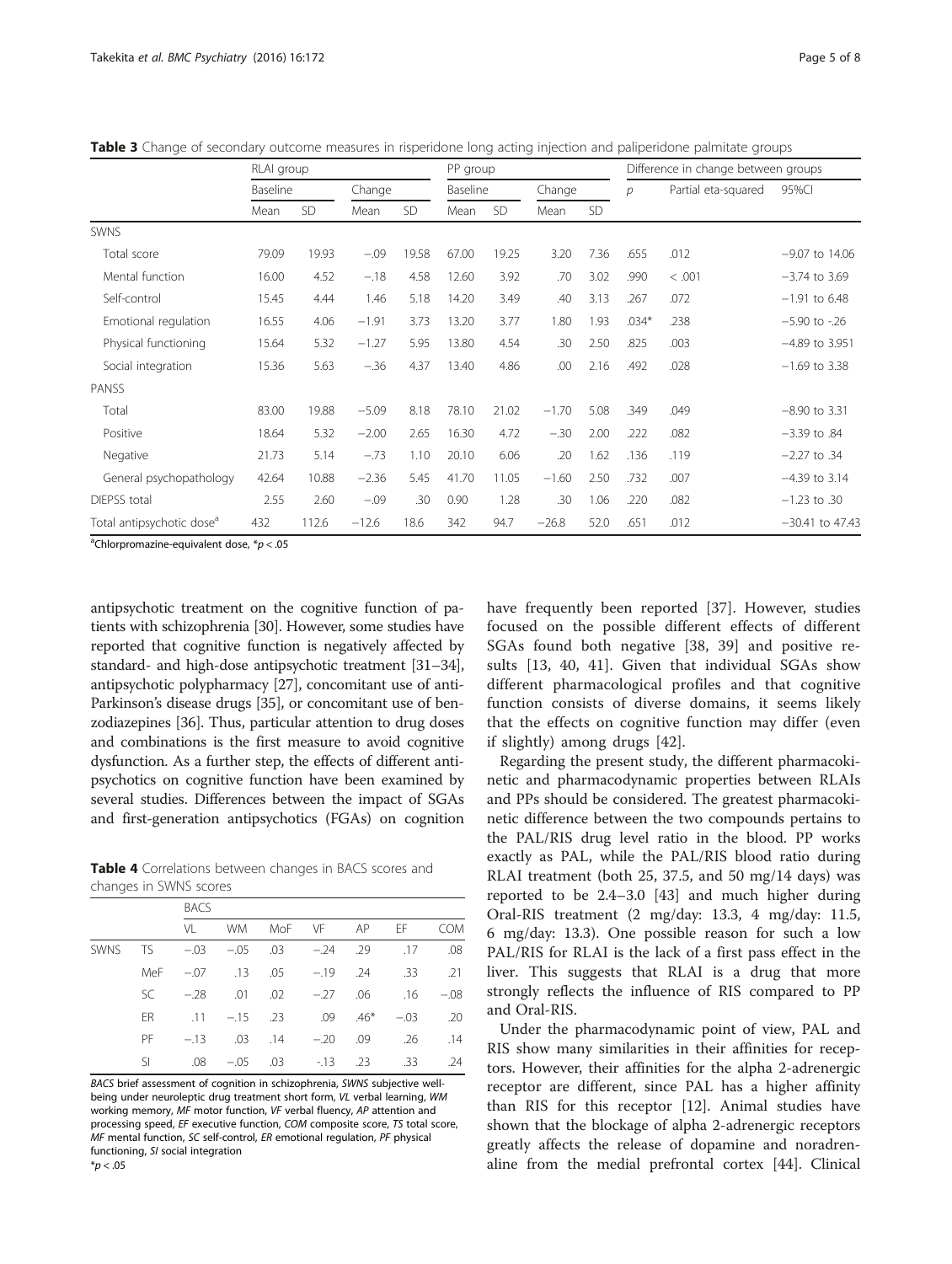**Table 3** Change of secondary outcome measures in risperidone long acting injection and paliperidone palmitate groups

| | RLAI group | | | | PP group | | | | Difference in change between groups | | |
|---|---|---|---|---|---|---|---|---|---|---|---|
| | Baseline | | Change | | Baseline | | Change | | *p* | Partial eta-squared | 95%CI |
| | Mean | SD | Mean | SD | Mean | SD | Mean | SD | | | |
| SWNS | | | | | | | | | | | |
| Total score | 79.09 | 19.93 | −.09 | 19.58 | 67.00 | 19.25 | 3.20 | 7.36 | .655 | .012 | −9.07 to 14.06 |
| Mental function | 16.00 | 4.52 | −.18 | 4.58 | 12.60 | 3.92 | .70 | 3.02 | .990 | < .001 | −3.74 to 3.69 |
| Self-control | 15.45 | 4.44 | 1.46 | 5.18 | 14.20 | 3.49 | .40 | 3.13 | .267 | .072 | −1.91 to 6.48 |
| Emotional regulation | 16.55 | 4.06 | −1.91 | 3.73 | 13.20 | 3.77 | 1.80 | 1.93 | .034* | .238 | −5.90 to -.26 |
| Physical functioning | 15.64 | 5.32 | −1.27 | 5.95 | 13.80 | 4.54 | .30 | 2.50 | .825 | .003 | −4.89 to 3.951 |
| Social integration | 15.36 | 5.63 | −.36 | 4.37 | 13.40 | 4.86 | .00 | 2.16 | .492 | .028 | −1.69 to 3.38 |
| PANSS | | | | | | | | | | | |
| Total | 83.00 | 19.88 | −5.09 | 8.18 | 78.10 | 21.02 | −1.70 | 5.08 | .349 | .049 | −8.90 to 3.31 |
| Positive | 18.64 | 5.32 | −2.00 | 2.65 | 16.30 | 4.72 | −.30 | 2.00 | .222 | .082 | −3.39 to .84 |
| Negative | 21.73 | 5.14 | −.73 | 1.10 | 20.10 | 6.06 | .20 | 1.62 | .136 | .119 | −2.27 to .34 |
| General psychopathology | 42.64 | 10.88 | −2.36 | 5.45 | 41.70 | 11.05 | −1.60 | 2.50 | .732 | .007 | −4.39 to 3.14 |
| DIEPSS total | 2.55 | 2.60 | −.09 | .30 | 0.90 | 1.28 | .30 | 1.06 | .220 | .082 | −1.23 to .30 |
| Total antipsychotic dose[a] | 432 | 112.6 | −12.6 | 18.6 | 342 | 94.7 | −26.8 | 52.0 | .651 | .012 | −30.41 to 47.43 |

[a]Chlorpromazine-equivalent dose, *$p < .05$

antipsychotic treatment on the cognitive function of patients with schizophrenia [30]. However, some studies have reported that cognitive function is negatively affected by standard- and high-dose antipsychotic treatment [31–34], antipsychotic polypharmacy [27], concomitant use of anti-Parkinson's disease drugs [35], or concomitant use of benzodiazepines [36]. Thus, particular attention to drug doses and combinations is the first measure to avoid cognitive dysfunction. As a further step, the effects of different antipsychotics on cognitive function have been examined by several studies. Differences between the impact of SGAs and first-generation antipsychotics (FGAs) on cognition have frequently been reported [37]. However, studies focused on the possible different effects of different SGAs found both negative [38, 39] and positive results [13, 40, 41]. Given that individual SGAs show different pharmacological profiles and that cognitive function consists of diverse domains, it seems likely that the effects on cognitive function may differ (even if slightly) among drugs [42].

**Table 4** Correlations between changes in BACS scores and changes in SWNS scores

| | | BACS | | | | | | |
|---|---|---|---|---|---|---|---|---|
| | | VL | WM | MoF | VF | AP | EF | COM |
| SWNS | TS | −.03 | −.05 | .03 | −.24 | .29 | .17 | .08 |
| | MeF | −.07 | .13 | .05 | −.19 | .24 | .33 | .21 |
| | SC | −.28 | .01 | .02 | −.27 | .06 | .16 | −.08 |
| | ER | .11 | −.15 | .23 | .09 | .46* | −.03 | .20 |
| | PF | −.13 | .03 | .14 | −.20 | .09 | .26 | .14 |
| | SI | .08 | −.05 | .03 | -.13 | .23 | .33 | .24 |

*BACS* brief assessment of cognition in schizophrenia, *SWNS* subjective well-being under neuroleptic drug treatment short form, *VL* verbal learning, *WM* working memory, *MF* motor function, *VF* verbal fluency, *AP* attention and processing speed, *EF* executive function, *COM* composite score, *TS* total score, *MF* mental function, *SC* self-control, *ER* emotional regulation, *PF* physical functioning, *SI* social integration
*$p < .05$

Regarding the present study, the different pharmacokinetic and pharmacodynamic properties between RLAIs and PPs should be considered. The greatest pharmacokinetic difference between the two compounds pertains to the PAL/RIS drug level ratio in the blood. PP works exactly as PAL, while the PAL/RIS blood ratio during RLAI treatment (both 25, 37.5, and 50 mg/14 days) was reported to be 2.4–3.0 [43] and much higher during Oral-RIS treatment (2 mg/day: 13.3, 4 mg/day: 11.5, 6 mg/day: 13.3). One possible reason for such a low PAL/RIS for RLAI is the lack of a first pass effect in the liver. This suggests that RLAI is a drug that more strongly reflects the influence of RIS compared to PP and Oral-RIS.

Under the pharmacodynamic point of view, PAL and RIS show many similarities in their affinities for receptors. However, their affinities for the alpha 2-adrenergic receptor are different, since PAL has a higher affinity than RIS for this receptor [12]. Animal studies have shown that the blockage of alpha 2-adrenergic receptors greatly affects the release of dopamine and noradrenaline from the medial prefrontal cortex [44]. Clinical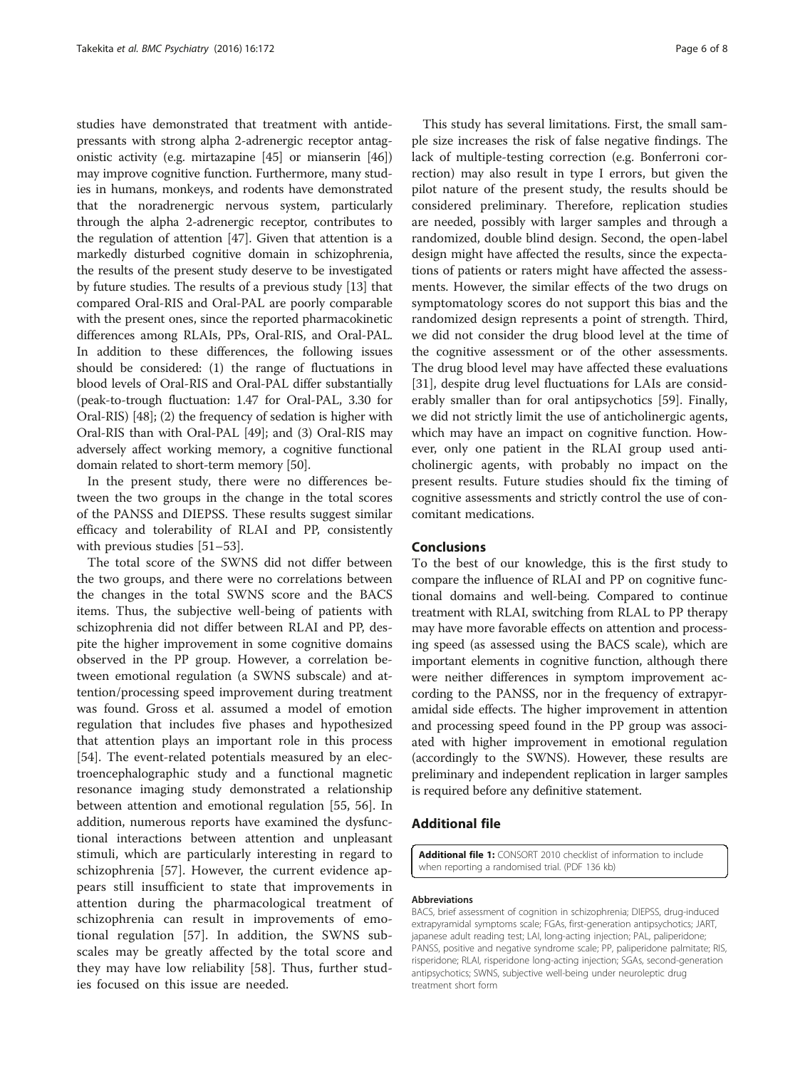studies have demonstrated that treatment with antidepressants with strong alpha 2-adrenergic receptor antagonistic activity (e.g. mirtazapine [45] or mianserin [46]) may improve cognitive function. Furthermore, many studies in humans, monkeys, and rodents have demonstrated that the noradrenergic nervous system, particularly through the alpha 2-adrenergic receptor, contributes to the regulation of attention [47]. Given that attention is a markedly disturbed cognitive domain in schizophrenia, the results of the present study deserve to be investigated by future studies. The results of a previous study [13] that compared Oral-RIS and Oral-PAL are poorly comparable with the present ones, since the reported pharmacokinetic differences among RLAIs, PPs, Oral-RIS, and Oral-PAL. In addition to these differences, the following issues should be considered: (1) the range of fluctuations in blood levels of Oral-RIS and Oral-PAL differ substantially (peak-to-trough fluctuation: 1.47 for Oral-PAL, 3.30 for Oral-RIS) [48]; (2) the frequency of sedation is higher with Oral-RIS than with Oral-PAL [49]; and (3) Oral-RIS may adversely affect working memory, a cognitive functional domain related to short-term memory [50].

In the present study, there were no differences between the two groups in the change in the total scores of the PANSS and DIEPSS. These results suggest similar efficacy and tolerability of RLAI and PP, consistently with previous studies [51–53].

The total score of the SWNS did not differ between the two groups, and there were no correlations between the changes in the total SWNS score and the BACS items. Thus, the subjective well-being of patients with schizophrenia did not differ between RLAI and PP, despite the higher improvement in some cognitive domains observed in the PP group. However, a correlation between emotional regulation (a SWNS subscale) and attention/processing speed improvement during treatment was found. Gross et al. assumed a model of emotion regulation that includes five phases and hypothesized that attention plays an important role in this process [54]. The event-related potentials measured by an electroencephalographic study and a functional magnetic resonance imaging study demonstrated a relationship between attention and emotional regulation [55, 56]. In addition, numerous reports have examined the dysfunctional interactions between attention and unpleasant stimuli, which are particularly interesting in regard to schizophrenia [57]. However, the current evidence appears still insufficient to state that improvements in attention during the pharmacological treatment of schizophrenia can result in improvements of emotional regulation [57]. In addition, the SWNS subscales may be greatly affected by the total score and they may have low reliability [58]. Thus, further studies focused on this issue are needed.

This study has several limitations. First, the small sample size increases the risk of false negative findings. The lack of multiple-testing correction (e.g. Bonferroni correction) may also result in type I errors, but given the pilot nature of the present study, the results should be considered preliminary. Therefore, replication studies are needed, possibly with larger samples and through a randomized, double blind design. Second, the open-label design might have affected the results, since the expectations of patients or raters might have affected the assessments. However, the similar effects of the two drugs on symptomatology scores do not support this bias and the randomized design represents a point of strength. Third, we did not consider the drug blood level at the time of the cognitive assessment or of the other assessments. The drug blood level may have affected these evaluations [31], despite drug level fluctuations for LAIs are considerably smaller than for oral antipsychotics [59]. Finally, we did not strictly limit the use of anticholinergic agents, which may have an impact on cognitive function. However, only one patient in the RLAI group used anticholinergic agents, with probably no impact on the present results. Future studies should fix the timing of cognitive assessments and strictly control the use of concomitant medications.

## Conclusions

To the best of our knowledge, this is the first study to compare the influence of RLAI and PP on cognitive functional domains and well-being. Compared to continue treatment with RLAI, switching from RLAL to PP therapy may have more favorable effects on attention and processing speed (as assessed using the BACS scale), which are important elements in cognitive function, although there were neither differences in symptom improvement according to the PANSS, nor in the frequency of extrapyramidal side effects. The higher improvement in attention and processing speed found in the PP group was associated with higher improvement in emotional regulation (accordingly to the SWNS). However, these results are preliminary and independent replication in larger samples is required before any definitive statement.

## Additional file

**Additional file 1:** CONSORT 2010 checklist of information to include when reporting a randomised trial. (PDF 136 kb)

#### Abbreviations

BACS, brief assessment of cognition in schizophrenia; DIEPSS, drug-induced extrapyramidal symptoms scale; FGAs, first-generation antipsychotics; JART, japanese adult reading test; LAI, long-acting injection; PAL, paliperidone; PANSS, positive and negative syndrome scale; PP, paliperidone palmitate; RIS, risperidone; RLAI, risperidone long-acting injection; SGAs, second-generation antipsychotics; SWNS, subjective well-being under neuroleptic drug treatment short form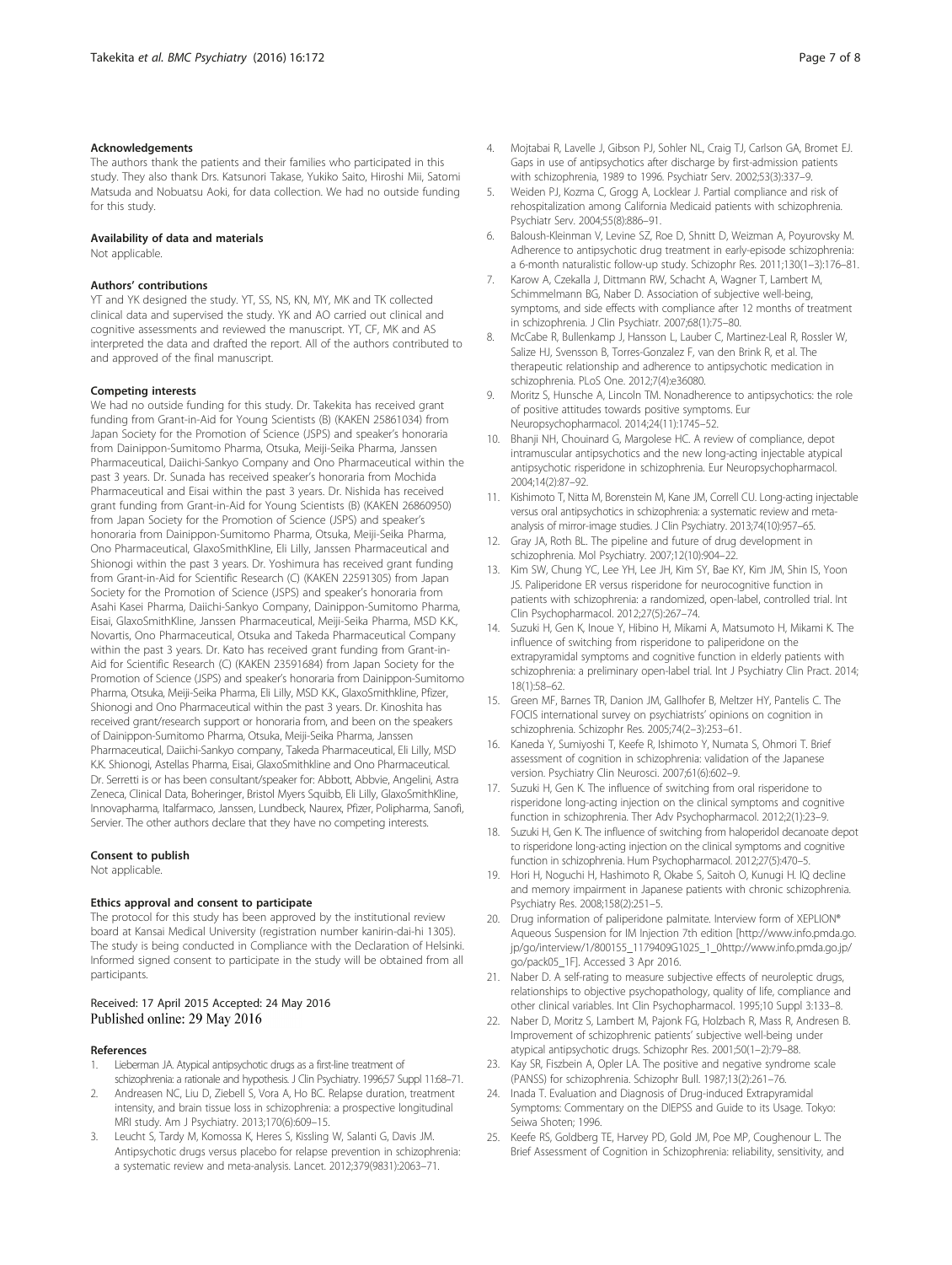#### Acknowledgements

The authors thank the patients and their families who participated in this study. They also thank Drs. Katsunori Takase, Yukiko Saito, Hiroshi Mii, Satomi Matsuda and Nobuatsu Aoki, for data collection. We had no outside funding for this study.

#### Availability of data and materials

Not applicable.

#### Authors' contributions

YT and YK designed the study. YT, SS, NS, KN, MY, MK and TK collected clinical data and supervised the study. YK and AO carried out clinical and cognitive assessments and reviewed the manuscript. YT, CF, MK and AS interpreted the data and drafted the report. All of the authors contributed to and approved of the final manuscript.

#### Competing interests

We had no outside funding for this study. Dr. Takekita has received grant funding from Grant-in-Aid for Young Scientists (B) (KAKEN 25861034) from Japan Society for the Promotion of Science (JSPS) and speaker's honoraria from Dainippon-Sumitomo Pharma, Otsuka, Meiji-Seika Pharma, Janssen Pharmaceutical, Daiichi-Sankyo Company and Ono Pharmaceutical within the past 3 years. Dr. Sunada has received speaker's honoraria from Mochida Pharmaceutical and Eisai within the past 3 years. Dr. Nishida has received grant funding from Grant-in-Aid for Young Scientists (B) (KAKEN 26860950) from Japan Society for the Promotion of Science (JSPS) and speaker's honoraria from Dainippon-Sumitomo Pharma, Otsuka, Meiji-Seika Pharma, Ono Pharmaceutical, GlaxoSmithKline, Eli Lilly, Janssen Pharmaceutical and Shionogi within the past 3 years. Dr. Yoshimura has received grant funding from Grant-in-Aid for Scientific Research (C) (KAKEN 22591305) from Japan Society for the Promotion of Science (JSPS) and speaker's honoraria from Asahi Kasei Pharma, Daiichi-Sankyo Company, Dainippon-Sumitomo Pharma, Eisai, GlaxoSmithKline, Janssen Pharmaceutical, Meiji-Seika Pharma, MSD K.K., Novartis, Ono Pharmaceutical, Otsuka and Takeda Pharmaceutical Company within the past 3 years. Dr. Kato has received grant funding from Grant-in-Aid for Scientific Research (C) (KAKEN 23591684) from Japan Society for the Promotion of Science (JSPS) and speaker's honoraria from Dainippon-Sumitomo Pharma, Otsuka, Meiji-Seika Pharma, Eli Lilly, MSD K.K., GlaxoSmithkline, Pfizer, Shionogi and Ono Pharmaceutical within the past 3 years. Dr. Kinoshita has received grant/research support or honoraria from, and been on the speakers of Dainippon-Sumitomo Pharma, Otsuka, Meiji-Seika Pharma, Janssen Pharmaceutical, Daiichi-Sankyo company, Takeda Pharmaceutical, Eli Lilly, MSD K.K. Shionogi, Astellas Pharma, Eisai, GlaxoSmithkline and Ono Pharmaceutical. Dr. Serretti is or has been consultant/speaker for: Abbott, Abbvie, Angelini, Astra Zeneca, Clinical Data, Boheringer, Bristol Myers Squibb, Eli Lilly, GlaxoSmithKline, Innovapharma, Italfarmaco, Janssen, Lundbeck, Naurex, Pfizer, Polipharma, Sanofi, Servier. The other authors declare that they have no competing interests.

#### Consent to publish

Not applicable.

#### Ethics approval and consent to participate

The protocol for this study has been approved by the institutional review board at Kansai Medical University (registration number kanirin-dai-hi 1305). The study is being conducted in Compliance with the Declaration of Helsinki. Informed signed consent to participate in the study will be obtained from all participants.

Received: 17 April 2015 Accepted: 24 May 2016
Published online: 29 May 2016

#### References

1. Lieberman JA. Atypical antipsychotic drugs as a first-line treatment of schizophrenia: a rationale and hypothesis. J Clin Psychiatry. 1996;57 Suppl 11:68–71.
2. Andreasen NC, Liu D, Ziebell S, Vora A, Ho BC. Relapse duration, treatment intensity, and brain tissue loss in schizophrenia: a prospective longitudinal MRI study. Am J Psychiatry. 2013;170(6):609–15.
3. Leucht S, Tardy M, Komossa K, Heres S, Kissling W, Salanti G, Davis JM. Antipsychotic drugs versus placebo for relapse prevention in schizophrenia: a systematic review and meta-analysis. Lancet. 2012;379(9831):2063–71.
4. Mojtabai R, Lavelle J, Gibson PJ, Sohler NL, Craig TJ, Carlson GA, Bromet EJ. Gaps in use of antipsychotics after discharge by first-admission patients with schizophrenia, 1989 to 1996. Psychiatr Serv. 2002;53(3):337–9.
5. Weiden PJ, Kozma C, Grogg A, Locklear J. Partial compliance and risk of rehospitalization among California Medicaid patients with schizophrenia. Psychiatr Serv. 2004;55(8):886–91.
6. Baloush-Kleinman V, Levine SZ, Roe D, Shnitt D, Weizman A, Poyurovsky M. Adherence to antipsychotic drug treatment in early-episode schizophrenia: a 6-month naturalistic follow-up study. Schizophr Res. 2011;130(1–3):176–81.
7. Karow A, Czekalla J, Dittmann RW, Schacht A, Wagner T, Lambert M, Schimmelmann BG, Naber D. Association of subjective well-being, symptoms, and side effects with compliance after 12 months of treatment in schizophrenia. J Clin Psychiatr. 2007;68(1):75–80.
8. McCabe R, Bullenkamp J, Hansson L, Lauber C, Martinez-Leal R, Rossler W, Salize HJ, Svensson B, Torres-Gonzalez F, van den Brink R, et al. The therapeutic relationship and adherence to antipsychotic medication in schizophrenia. PLoS One. 2012;7(4):e36080.
9. Moritz S, Hunsche A, Lincoln TM. Nonadherence to antipsychotics: the role of positive attitudes towards positive symptoms. Eur Neuropsychopharmacol. 2014;24(11):1745–52.
10. Bhanji NH, Chouinard G, Margolese HC. A review of compliance, depot intramuscular antipsychotics and the new long-acting injectable atypical antipsychotic risperidone in schizophrenia. Eur Neuropsychopharmacol. 2004;14(2):87–92.
11. Kishimoto T, Nitta M, Borenstein M, Kane JM, Correll CU. Long-acting injectable versus oral antipsychotics in schizophrenia: a systematic review and meta-analysis of mirror-image studies. J Clin Psychiatry. 2013;74(10):957–65.
12. Gray JA, Roth BL. The pipeline and future of drug development in schizophrenia. Mol Psychiatry. 2007;12(10):904–22.
13. Kim SW, Chung YC, Lee YH, Lee JH, Kim SY, Bae KY, Kim JM, Shin IS, Yoon JS. Paliperidone ER versus risperidone for neurocognitive function in patients with schizophrenia: a randomized, open-label, controlled trial. Int Clin Psychopharmacol. 2012;27(5):267–74.
14. Suzuki H, Gen K, Inoue Y, Hibino H, Mikami A, Matsumoto H, Mikami K. The influence of switching from risperidone to paliperidone on the extrapyramidal symptoms and cognitive function in elderly patients with schizophrenia: a preliminary open-label trial. Int J Psychiatry Clin Pract. 2014; 18(1):58–62.
15. Green MF, Barnes TR, Danion JM, Gallhofer B, Meltzer HY, Pantelis C. The FOCIS international survey on psychiatrists' opinions on cognition in schizophrenia. Schizophr Res. 2005;74(2–3):253–61.
16. Kaneda Y, Sumiyoshi T, Keefe R, Ishimoto Y, Numata S, Ohmori T. Brief assessment of cognition in schizophrenia: validation of the Japanese version. Psychiatry Clin Neurosci. 2007;61(6):602–9.
17. Suzuki H, Gen K. The influence of switching from oral risperidone to risperidone long-acting injection on the clinical symptoms and cognitive function in schizophrenia. Ther Adv Psychopharmacol. 2012;2(1):23–9.
18. Suzuki H, Gen K. The influence of switching from haloperidol decanoate depot to risperidone long-acting injection on the clinical symptoms and cognitive function in schizophrenia. Hum Psychopharmacol. 2012;27(5):470–5.
19. Hori H, Noguchi H, Hashimoto R, Okabe S, Saitoh O, Kunugi H. IQ decline and memory impairment in Japanese patients with chronic schizophrenia. Psychiatry Res. 2008;158(2):251–5.
20. Drug information of paliperidone palmitate. Interview form of XEPLION® Aqueous Suspension for IM Injection 7th edition [http://www.info.pmda.go.jp/go/interview/1/800155_1179409G1025_1_0http://www.info.pmda.go.jp/go/pack05_1F]. Accessed 3 Apr 2016.
21. Naber D. A self-rating to measure subjective effects of neuroleptic drugs, relationships to objective psychopathology, quality of life, compliance and other clinical variables. Int Clin Psychopharmacol. 1995;10 Suppl 3:133–8.
22. Naber D, Moritz S, Lambert M, Pajonk FG, Holzbach R, Mass R, Andresen B. Improvement of schizophrenic patients' subjective well-being under atypical antipsychotic drugs. Schizophr Res. 2001;50(1–2):79–88.
23. Kay SR, Fiszbein A, Opler LA. The positive and negative syndrome scale (PANSS) for schizophrenia. Schizophr Bull. 1987;13(2):261–76.
24. Inada T. Evaluation and Diagnosis of Drug-induced Extrapyramidal Symptoms: Commentary on the DIEPSS and Guide to its Usage. Tokyo: Seiwa Shoten; 1996.
25. Keefe RS, Goldberg TE, Harvey PD, Gold JM, Poe MP, Coughenour L. The Brief Assessment of Cognition in Schizophrenia: reliability, sensitivity, and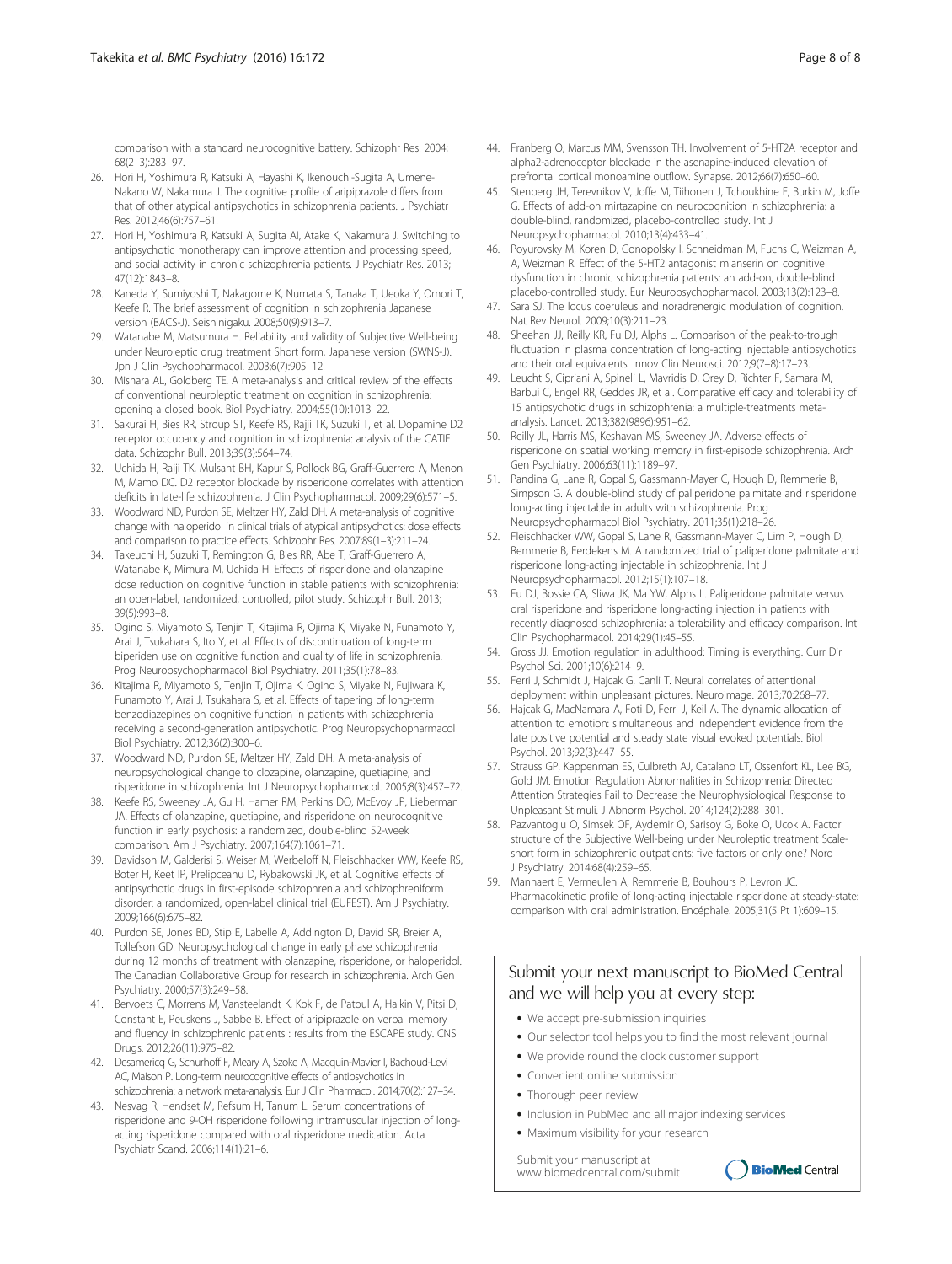comparison with a standard neurocognitive battery. Schizophr Res. 2004;68(2–3):283–97.

26. Hori H, Yoshimura R, Katsuki A, Hayashi K, Ikenouchi-Sugita A, Umene-Nakano W, Nakamura J. The cognitive profile of aripiprazole differs from that of other atypical antipsychotics in schizophrenia patients. J Psychiatr Res. 2012;46(6):757–61.
27. Hori H, Yoshimura R, Katsuki A, Sugita AI, Atake K, Nakamura J. Switching to antipsychotic monotherapy can improve attention and processing speed, and social activity in chronic schizophrenia patients. J Psychiatr Res. 2013;47(12):1843–8.
28. Kaneda Y, Sumiyoshi T, Nakagome K, Numata S, Tanaka T, Ueoka Y, Omori T, Keefe R. The brief assessment of cognition in schizophrenia Japanese version (BACS-J). Seishinigaku. 2008;50(9):913–7.
29. Watanabe M, Matsumura H. Reliability and validity of Subjective Well-being under Neuroleptic drug treatment Short form, Japanese version (SWNS-J). Jpn J Clin Psychopharmacol. 2003;6(7):905–12.
30. Mishara AL, Goldberg TE. A meta-analysis and critical review of the effects of conventional neuroleptic treatment on cognition in schizophrenia: opening a closed book. Biol Psychiatry. 2004;55(10):1013–22.
31. Sakurai H, Bies RR, Stroup ST, Keefe RS, Rajji TK, Suzuki T, et al. Dopamine D2 receptor occupancy and cognition in schizophrenia: analysis of the CATIE data. Schizophr Bull. 2013;39(3):564–74.
32. Uchida H, Rajji TK, Mulsant BH, Kapur S, Pollock BG, Graff-Guerrero A, Menon M, Mamo DC. D2 receptor blockade by risperidone correlates with attention deficits in late-life schizophrenia. J Clin Psychopharmacol. 2009;29(6):571–5.
33. Woodward ND, Purdon SE, Meltzer HY, Zald DH. A meta-analysis of cognitive change with haloperidol in clinical trials of atypical antipsychotics: dose effects and comparison to practice effects. Schizophr Res. 2007;89(1–3):211–24.
34. Takeuchi H, Suzuki T, Remington G, Bies RR, Abe T, Graff-Guerrero A, Watanabe K, Mimura M, Uchida H. Effects of risperidone and olanzapine dose reduction on cognitive function in stable patients with schizophrenia: an open-label, randomized, controlled, pilot study. Schizophr Bull. 2013;39(5):993–8.
35. Ogino S, Miyamoto S, Tenjin T, Kitajima R, Ojima K, Miyake N, Funamoto Y, Arai J, Tsukahara S, Ito Y, et al. Effects of discontinuation of long-term biperiden use on cognitive function and quality of life in schizophrenia. Prog Neuropsychopharmacol Biol Psychiatry. 2011;35(1):78–83.
36. Kitajima R, Miyamoto S, Tenjin T, Ojima K, Ogino S, Miyake N, Fujiwara K, Funamoto Y, Arai J, Tsukahara S, et al. Effects of tapering of long-term benzodiazepines on cognitive function in patients with schizophrenia receiving a second-generation antipsychotic. Prog Neuropsychopharmacol Biol Psychiatry. 2012;36(2):300–6.
37. Woodward ND, Purdon SE, Meltzer HY, Zald DH. A meta-analysis of neuropsychological change to clozapine, olanzapine, quetiapine, and risperidone in schizophrenia. Int J Neuropsychopharmacol. 2005;8(3):457–72.
38. Keefe RS, Sweeney JA, Gu H, Hamer RM, Perkins DO, McEvoy JP, Lieberman JA. Effects of olanzapine, quetiapine, and risperidone on neurocognitive function in early psychosis: a randomized, double-blind 52-week comparison. Am J Psychiatry. 2007;164(7):1061–71.
39. Davidson M, Galderisi S, Weiser M, Werbeloff N, Fleischhacker WW, Keefe RS, Boter H, Keet IP, Prelipceanu D, Rybakowski JK, et al. Cognitive effects of antipsychotic drugs in first-episode schizophrenia and schizophreniform disorder: a randomized, open-label clinical trial (EUFEST). Am J Psychiatry. 2009;166(6):675–82.
40. Purdon SE, Jones BD, Stip E, Labelle A, Addington D, David SR, Breier A, Tollefson GD. Neuropsychological change in early phase schizophrenia during 12 months of treatment with olanzapine, risperidone, or haloperidol. The Canadian Collaborative Group for research in schizophrenia. Arch Gen Psychiatry. 2000;57(3):249–58.
41. Bervoets C, Morrens M, Vansteelandt K, Kok F, de Patoul A, Halkin V, Pitsi D, Constant E, Peuskens J, Sabbe B. Effect of aripiprazole on verbal memory and fluency in schizophrenic patients : results from the ESCAPE study. CNS Drugs. 2012;26(11):975–82.
42. Desamericq G, Schurhoff F, Meary A, Szoke A, Macquin-Mavier I, Bachoud-Levi AC, Maison P. Long-term neurocognitive effects of antipsychotics in schizophrenia: a network meta-analysis. Eur J Clin Pharmacol. 2014;70(2):127–34.
43. Nesvag R, Hendset M, Refsum H, Tanum L. Serum concentrations of risperidone and 9-OH risperidone following intramuscular injection of long-acting risperidone compared with oral risperidone medication. Acta Psychiatr Scand. 2006;114(1):21–6.
44. Franberg O, Marcus MM, Svensson TH. Involvement of 5-HT2A receptor and alpha2-adrenoceptor blockade in the asenapine-induced elevation of prefrontal cortical monoamine outflow. Synapse. 2012;66(7):650–60.
45. Stenberg JH, Terevnikov V, Joffe M, Tiihonen J, Tchoukhine E, Burkin M, Joffe G. Effects of add-on mirtazapine on neurocognition in schizophrenia: a double-blind, randomized, placebo-controlled study. Int J Neuropsychopharmacol. 2010;13(4):433–41.
46. Poyurovsky M, Koren D, Gonopolsky I, Schneidman M, Fuchs C, Weizman A, A, Weizman R. Effect of the 5-HT2 antagonist mianserin on cognitive dysfunction in chronic schizophrenia patients: an add-on, double-blind placebo-controlled study. Eur Neuropsychopharmacol. 2003;13(2):123–8.
47. Sara SJ. The locus coeruleus and noradrenergic modulation of cognition. Nat Rev Neurol. 2009;10(3):211–23.
48. Sheehan JJ, Reilly KR, Fu DJ, Alphs L. Comparison of the peak-to-trough fluctuation in plasma concentration of long-acting injectable antipsychotics and their oral equivalents. Innov Clin Neurosci. 2012;9(7–8):17–23.
49. Leucht S, Cipriani A, Spineli L, Mavridis D, Orey D, Richter F, Samara M, Barbui C, Engel RR, Geddes JR, et al. Comparative efficacy and tolerability of 15 antipsychotic drugs in schizophrenia: a multiple-treatments meta-analysis. Lancet. 2013;382(9896):951–62.
50. Reilly JL, Harris MS, Keshavan MS, Sweeney JA. Adverse effects of risperidone on spatial working memory in first-episode schizophrenia. Arch Gen Psychiatry. 2006;63(11):1189–97.
51. Pandina G, Lane R, Gopal S, Gassmann-Mayer C, Hough D, Remmerie B, Simpson G. A double-blind study of paliperidone palmitate and risperidone long-acting injectable in adults with schizophrenia. Prog Neuropsychopharmacol Biol Psychiatry. 2011;35(1):218–26.
52. Fleischhacker WW, Gopal S, Lane R, Gassmann-Mayer C, Lim P, Hough D, Remmerie B, Eerdekens M. A randomized trial of paliperidone palmitate and risperidone long-acting injectable in schizophrenia. Int J Neuropsychopharmacol. 2012;15(1):107–18.
53. Fu DJ, Bossie CA, Sliwa JK, Ma YW, Alphs L. Paliperidone palmitate versus oral risperidone and risperidone long-acting injection in patients with recently diagnosed schizophrenia: a tolerability and efficacy comparison. Int Clin Psychopharmacol. 2014;29(1):45–55.
54. Gross JJ. Emotion regulation in adulthood: Timing is everything. Curr Dir Psychol Sci. 2001;10(6):214–9.
55. Ferri J, Schmidt J, Hajcak G, Canli T. Neural correlates of attentional deployment within unpleasant pictures. Neuroimage. 2013;70:268–77.
56. Hajcak G, MacNamara A, Foti D, Ferri J, Keil A. The dynamic allocation of attention to emotion: simultaneous and independent evidence from the late positive potential and steady state visual evoked potentials. Biol Psychol. 2013;92(3):447–55.
57. Strauss GP, Kappenman ES, Culbreth AJ, Catalano LT, Ossenfort KL, Lee BG, Gold JM. Emotion Regulation Abnormalities in Schizophrenia: Directed Attention Strategies Fail to Decrease the Neurophysiological Response to Unpleasant Stimuli. J Abnorm Psychol. 2014;124(2):288–301.
58. Pazvantoglu O, Simsek OF, Aydemir O, Sarisoy G, Boke O, Ucok A. Factor structure of the Subjective Well-being under Neuroleptic treatment Scale-short form in schizophrenic outpatients: five factors or only one? Nord J Psychiatry. 2014;68(4):259–65.
59. Mannaert E, Vermeulen A, Remmerie B, Bouhours P, Levron JC. Pharmacokinetic profile of long-acting injectable risperidone at steady-state: comparison with oral administration. Encéphale. 2005;31(5 Pt 1):609–15.